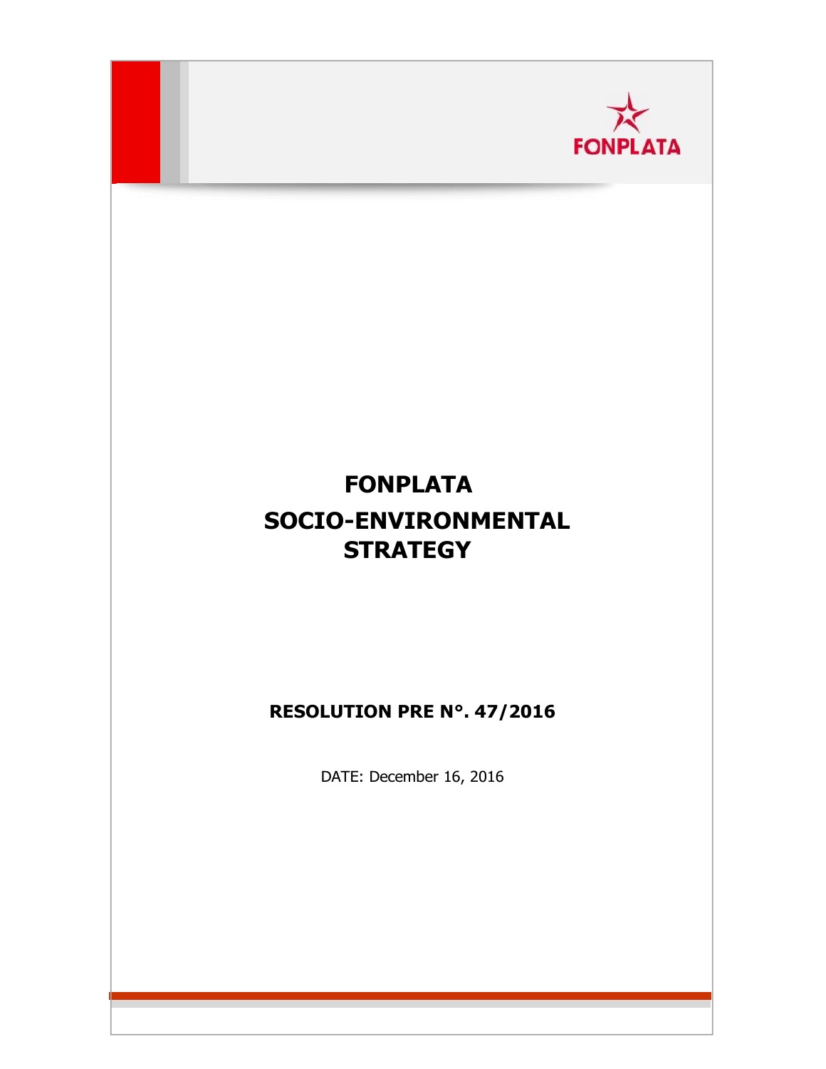# FONPLATA SOCIO-ENVIRONMENTAL STRATEGY

**RESOLUTION PRE N°. 47/2016**

DATE: December 16, 2016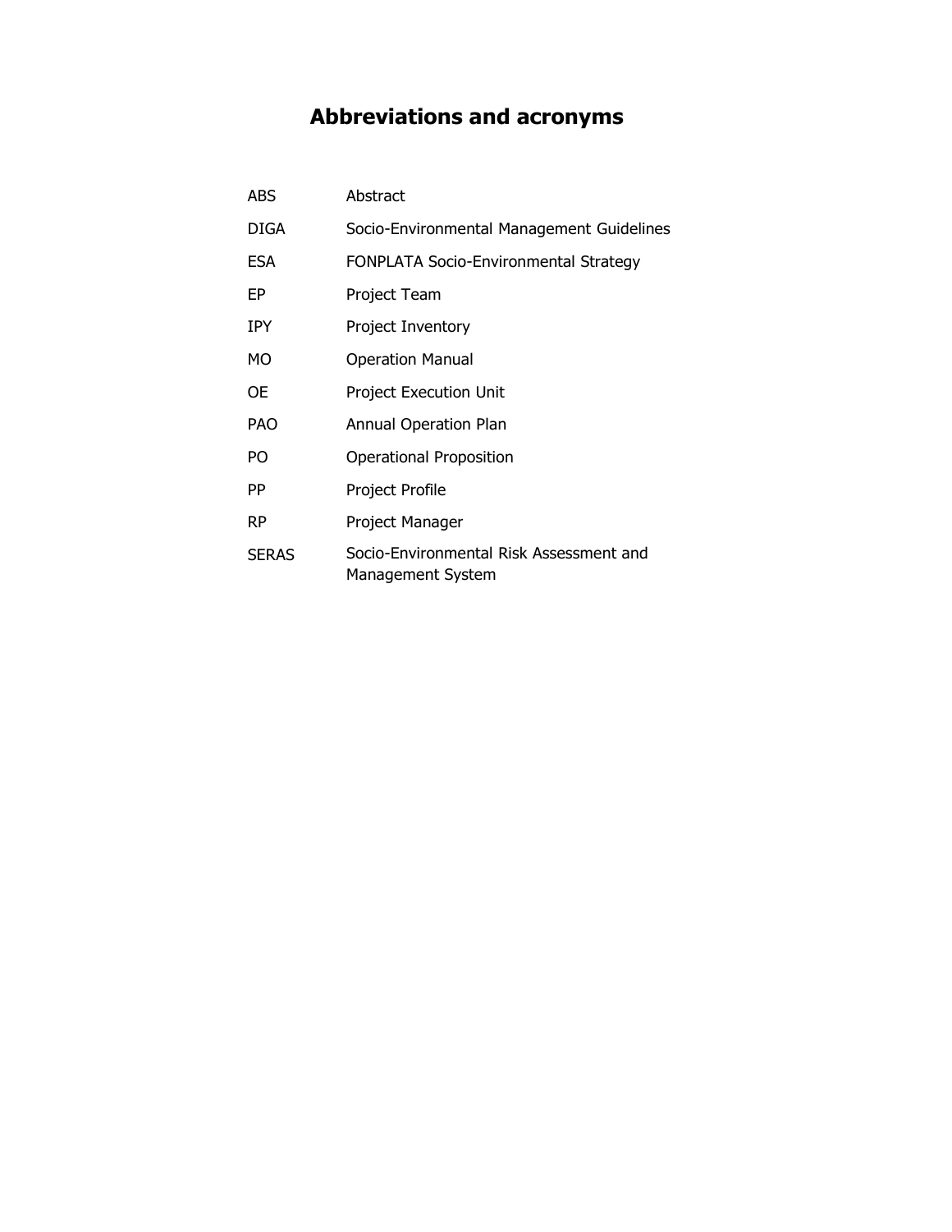# Abbreviations and acronyms

| | |
|---|---|
| ABS | Abstract |
| DIGA | Socio-Environmental Management Guidelines |
| ESA | FONPLATA Socio-Environmental Strategy |
| EP | Project Team |
| IPY | Project Inventory |
| MO | Operation Manual |
| OE | Project Execution Unit |
| PAO | Annual Operation Plan |
| PO | Operational Proposition |
| PP | Project Profile |
| RP | Project Manager |
| SERAS | Socio-Environmental Risk Assessment and Management System |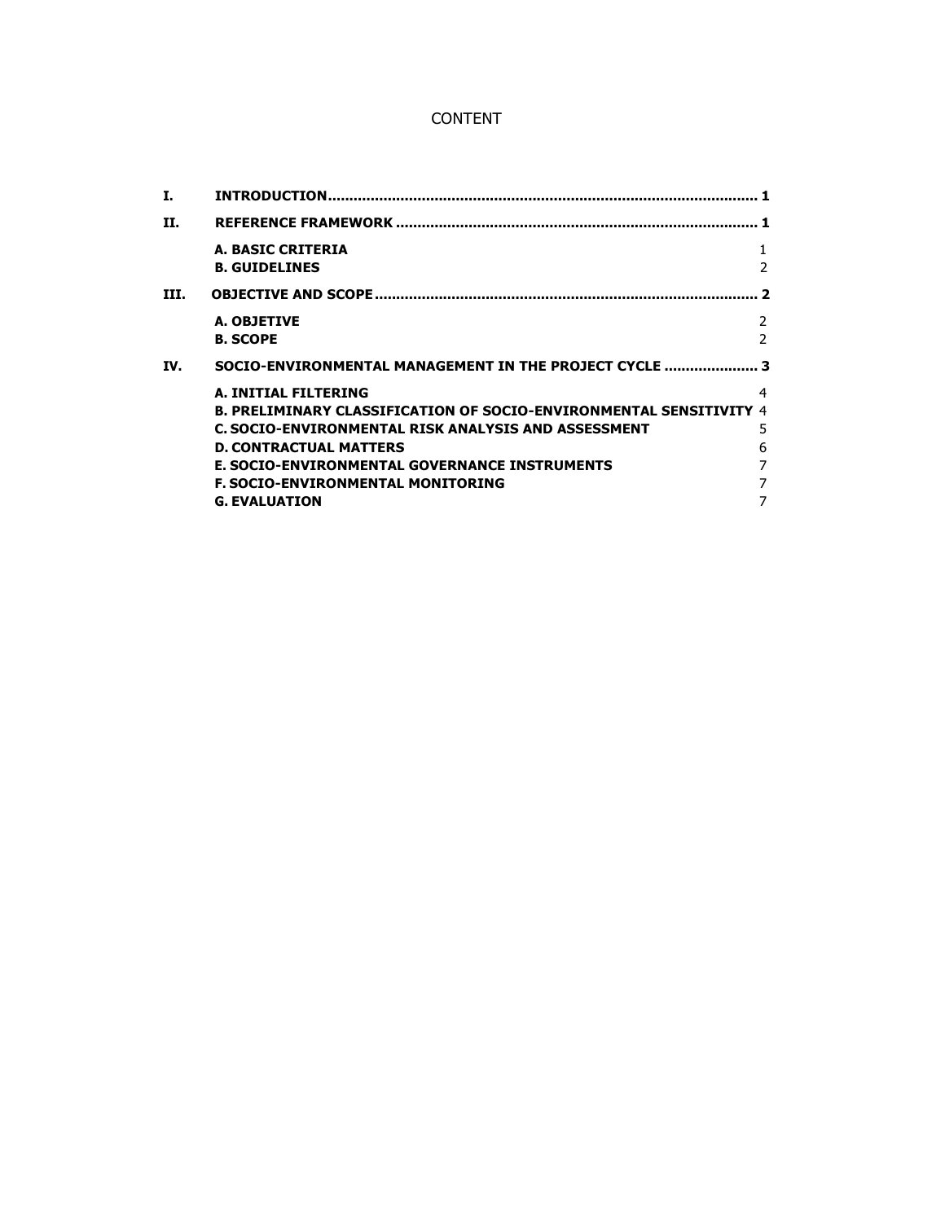CONTENT

| | | |
|---|---|---|
| **I.** | **INTRODUCTION** | **1** |
| **II.** | **REFERENCE FRAMEWORK** | **1** |
| | **A. BASIC CRITERIA** | 1 |
| | **B. GUIDELINES** | 2 |
| **III.** | **OBJECTIVE AND SCOPE** | **2** |
| | **A. OBJETIVE** | 2 |
| | **B. SCOPE** | 2 |
| **IV.** | **SOCIO-ENVIRONMENTAL MANAGEMENT IN THE PROJECT CYCLE** | **3** |
| | **A. INITIAL FILTERING** | 4 |
| | **B. PRELIMINARY CLASSIFICATION OF SOCIO-ENVIRONMENTAL SENSITIVITY** | 4 |
| | **C. SOCIO-ENVIRONMENTAL RISK ANALYSIS AND ASSESSMENT** | 5 |
| | **D. CONTRACTUAL MATTERS** | 6 |
| | **E. SOCIO-ENVIRONMENTAL GOVERNANCE INSTRUMENTS** | 7 |
| | **F. SOCIO-ENVIRONMENTAL MONITORING** | 7 |
| | **G. EVALUATION** | 7 |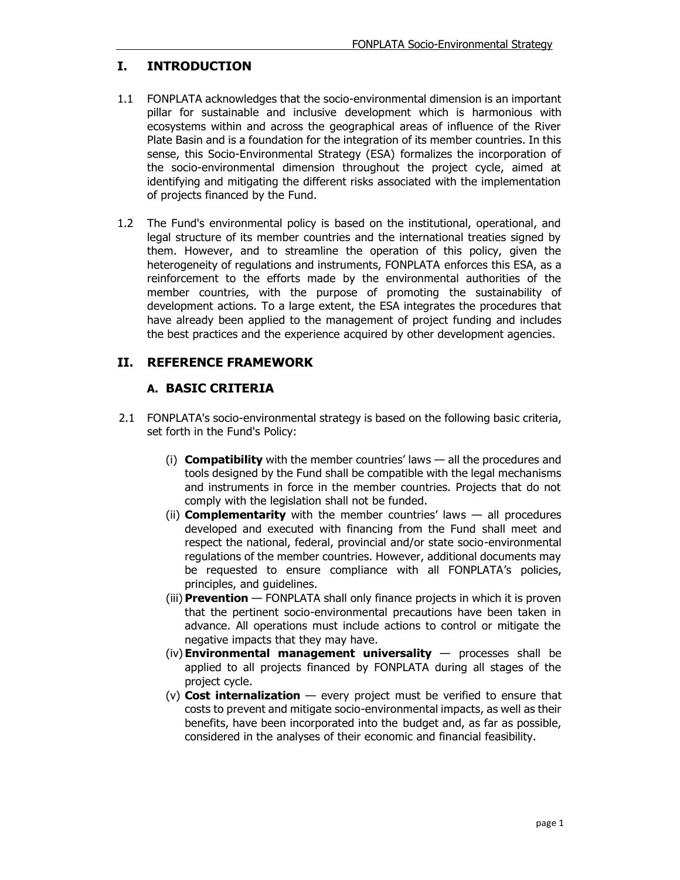# I. INTRODUCTION

1.1 FONPLATA acknowledges that the socio-environmental dimension is an important pillar for sustainable and inclusive development which is harmonious with ecosystems within and across the geographical areas of influence of the River Plate Basin and is a foundation for the integration of its member countries. In this sense, this Socio-Environmental Strategy (ESA) formalizes the incorporation of the socio-environmental dimension throughout the project cycle, aimed at identifying and mitigating the different risks associated with the implementation of projects financed by the Fund.

1.2 The Fund's environmental policy is based on the institutional, operational, and legal structure of its member countries and the international treaties signed by them. However, and to streamline the operation of this policy, given the heterogeneity of regulations and instruments, FONPLATA enforces this ESA, as a reinforcement to the efforts made by the environmental authorities of the member countries, with the purpose of promoting the sustainability of development actions. To a large extent, the ESA integrates the procedures that have already been applied to the management of project funding and includes the best practices and the experience acquired by other development agencies.

# II. REFERENCE FRAMEWORK

## A. BASIC CRITERIA

2.1 FONPLATA's socio-environmental strategy is based on the following basic criteria, set forth in the Fund's Policy:

(i) **Compatibility** with the member countries' laws — all the procedures and tools designed by the Fund shall be compatible with the legal mechanisms and instruments in force in the member countries. Projects that do not comply with the legislation shall not be funded.

(ii) **Complementarity** with the member countries' laws — all procedures developed and executed with financing from the Fund shall meet and respect the national, federal, provincial and/or state socio-environmental regulations of the member countries. However, additional documents may be requested to ensure compliance with all FONPLATA's policies, principles, and guidelines.

(iii) **Prevention** — FONPLATA shall only finance projects in which it is proven that the pertinent socio-environmental precautions have been taken in advance. All operations must include actions to control or mitigate the negative impacts that they may have.

(iv) **Environmental management universality** — processes shall be applied to all projects financed by FONPLATA during all stages of the project cycle.

(v) **Cost internalization** — every project must be verified to ensure that costs to prevent and mitigate socio-environmental impacts, as well as their benefits, have been incorporated into the budget and, as far as possible, considered in the analyses of their economic and financial feasibility.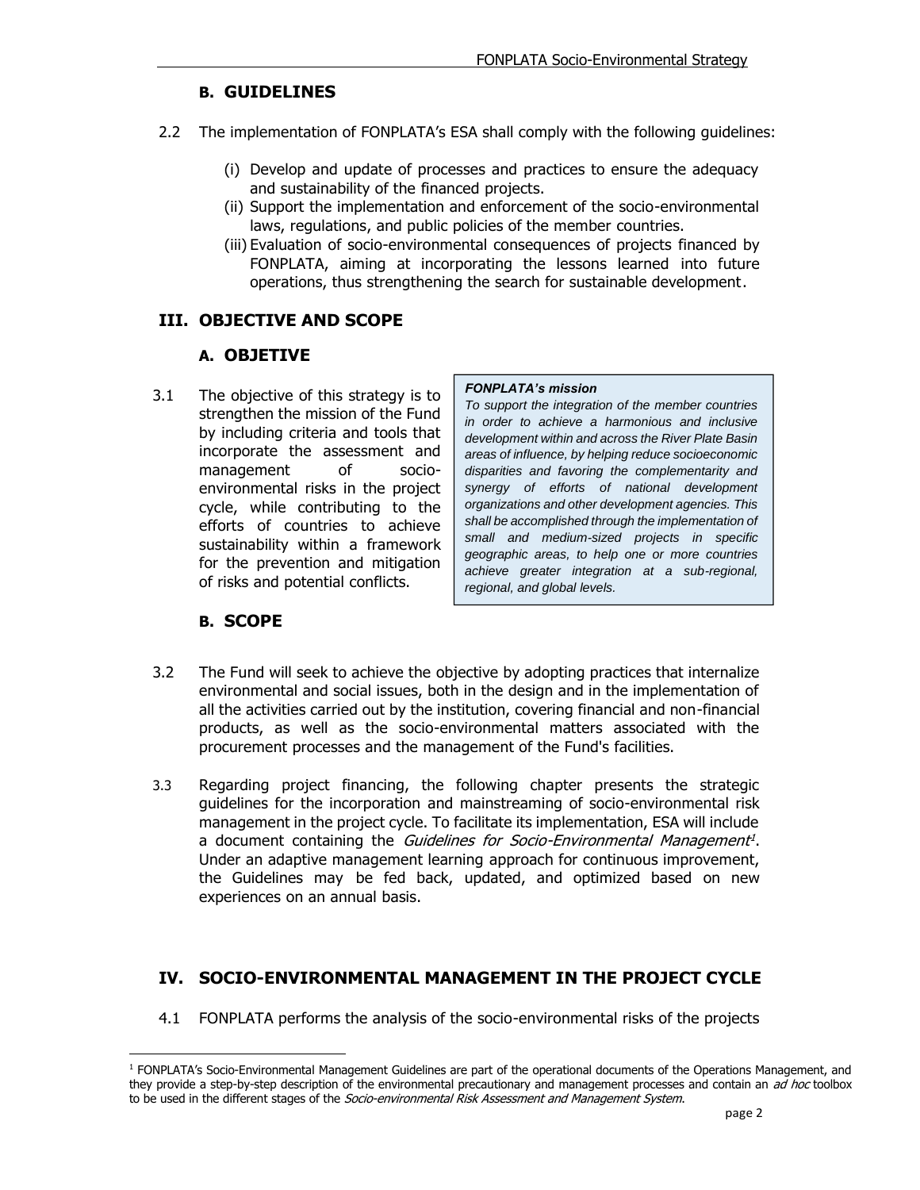### B. GUIDELINES

2.2 The implementation of FONPLATA's ESA shall comply with the following guidelines:

(i) Develop and update of processes and practices to ensure the adequacy and sustainability of the financed projects.
(ii) Support the implementation and enforcement of the socio-environmental laws, regulations, and public policies of the member countries.
(iii) Evaluation of socio-environmental consequences of projects financed by FONPLATA, aiming at incorporating the lessons learned into future operations, thus strengthening the search for sustainable development.

## III. OBJECTIVE AND SCOPE

### A. OBJECTIVE

3.1 The objective of this strategy is to strengthen the mission of the Fund by including criteria and tools that incorporate the assessment and management of socio-environmental risks in the project cycle, while contributing to the efforts of countries to achieve sustainability within a framework for the prevention and mitigation of risks and potential conflicts.

> ***FONPLATA's mission***
> *To support the integration of the member countries in order to achieve a harmonious and inclusive development within and across the River Plate Basin areas of influence, by helping reduce socioeconomic disparities and favoring the complementarity and synergy of efforts of national development organizations and other development agencies. This shall be accomplished through the implementation of small and medium-sized projects in specific geographic areas, to help one or more countries achieve greater integration at a sub-regional, regional, and global levels.*

### B. SCOPE

3.2 The Fund will seek to achieve the objective by adopting practices that internalize environmental and social issues, both in the design and in the implementation of all the activities carried out by the institution, covering financial and non-financial products, as well as the socio-environmental matters associated with the procurement processes and the management of the Fund's facilities.

3.3 Regarding project financing, the following chapter presents the strategic guidelines for the incorporation and mainstreaming of socio-environmental risk management in the project cycle. To facilitate its implementation, ESA will include a document containing the *Guidelines for Socio-Environmental Management*[1]. Under an adaptive management learning approach for continuous improvement, the Guidelines may be fed back, updated, and optimized based on new experiences on an annual basis.

## IV. SOCIO-ENVIRONMENTAL MANAGEMENT IN THE PROJECT CYCLE

4.1 FONPLATA performs the analysis of the socio-environmental risks of the projects

[1] FONPLATA's Socio-Environmental Management Guidelines are part of the operational documents of the Operations Management, and they provide a step-by-step description of the environmental precautionary and management processes and contain an *ad hoc* toolbox to be used in the different stages of the *Socio-environmental Risk Assessment and Management System*.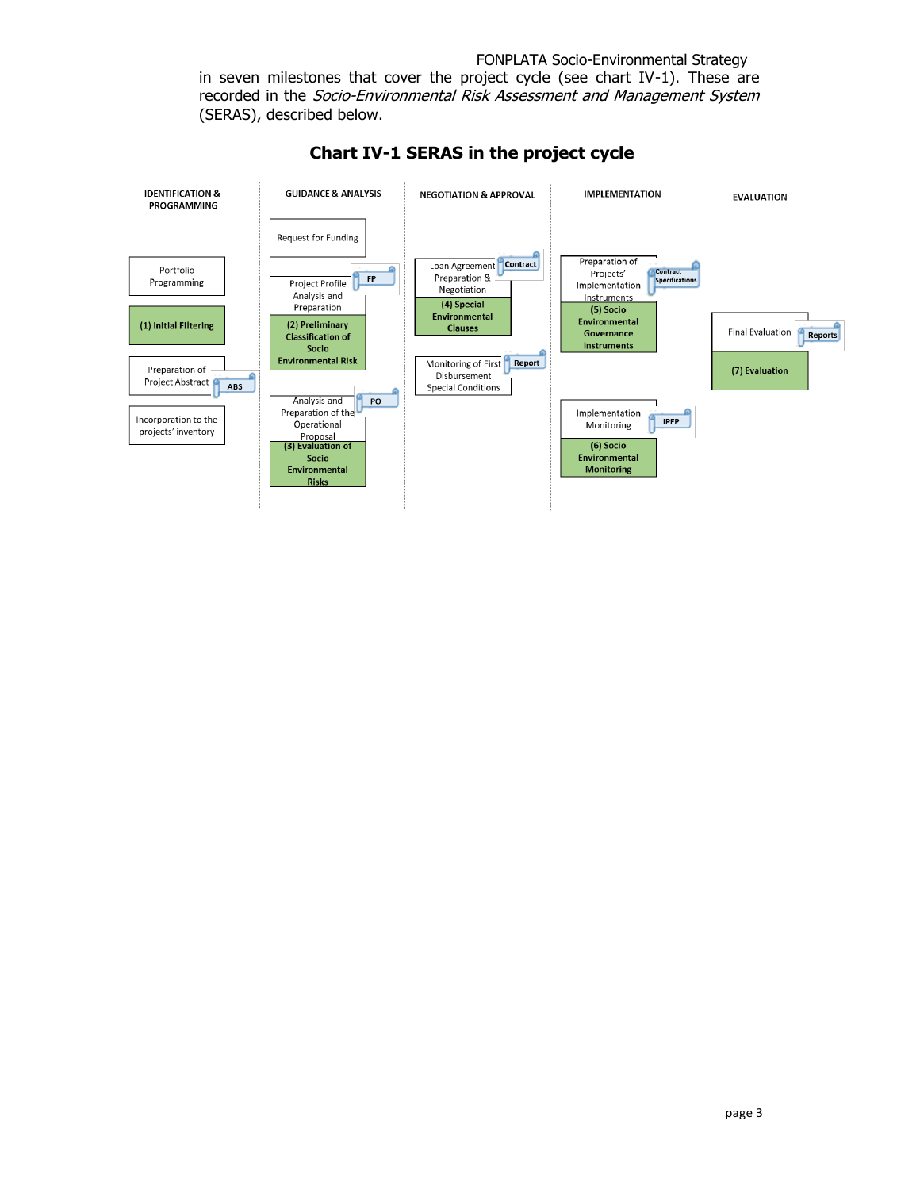in seven milestones that cover the project cycle (see chart IV-1). These are recorded in the *Socio-Environmental Risk Assessment and Management System* (SERAS), described below.

## Chart IV-1 SERAS in the project cycle

| IDENTIFICATION & PROGRAMMING | GUIDANCE & ANALYSIS | NEGOTIATION & APPROVAL | IMPLEMENTATION | EVALUATION |
|---|---|---|---|---|
| Portfolio Programming | Request for Funding | Loan Agreement Preparation & Negotiation (Contract) | Preparation of Projects' Implementation Instruments (Contract Specifications) | Final Evaluation (Reports) |
| **(1) Initial Filtering** | Project Profile Analysis and Preparation (FP) | **(4) Special Environmental Clauses** | **(5) Socio Environmental Governance Instruments** | **(7) Evaluation** |
| Preparation of Project Abstract (ABS) | **(2) Preliminary Classification of Socio Environmental Risk** | Monitoring of First Disbursement Special Conditions (Report) | Implementation Monitoring (IPEP) | |
| Incorporation to the projects' inventory | Analysis and Preparation of the Operational Proposal (PO) | | **(6) Socio Environmental Monitoring** | |
| | **(3) Evaluation of Socio Environmental Risks** | | | |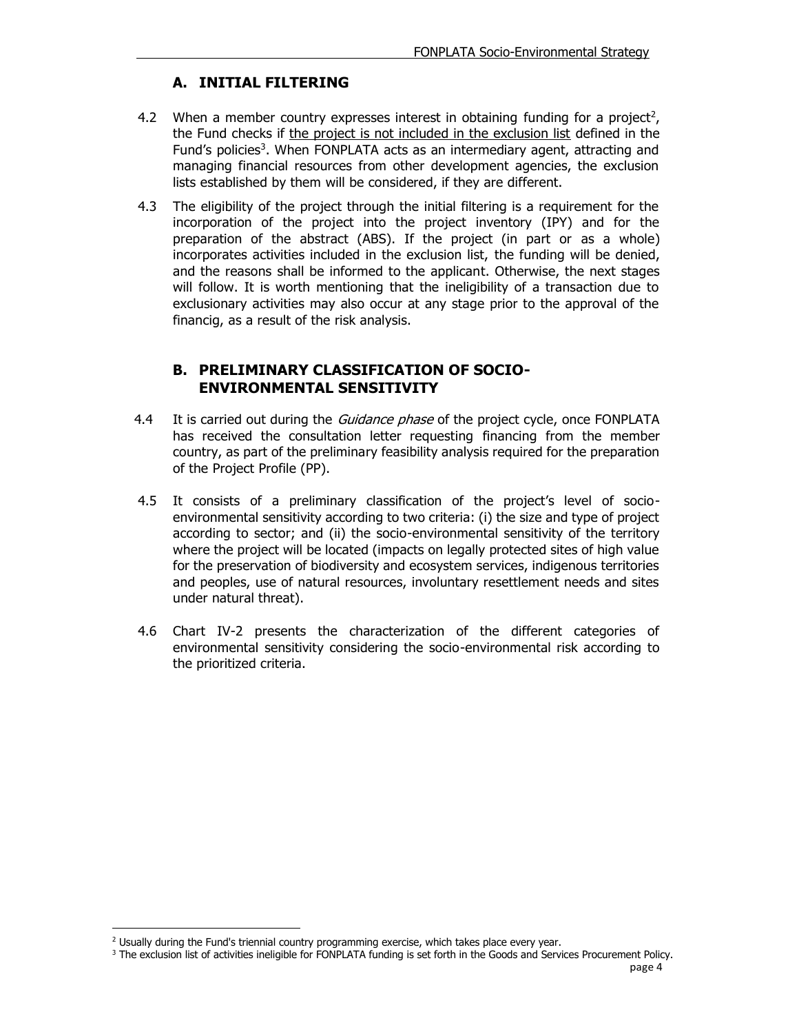## A. INITIAL FILTERING

4.2 When a member country expresses interest in obtaining funding for a project[2], the Fund checks if the project is not included in the exclusion list defined in the Fund's policies[3]. When FONPLATA acts as an intermediary agent, attracting and managing financial resources from other development agencies, the exclusion lists established by them will be considered, if they are different.

4.3 The eligibility of the project through the initial filtering is a requirement for the incorporation of the project into the project inventory (IPY) and for the preparation of the abstract (ABS). If the project (in part or as a whole) incorporates activities included in the exclusion list, the funding will be denied, and the reasons shall be informed to the applicant. Otherwise, the next stages will follow. It is worth mentioning that the ineligibility of a transaction due to exclusionary activities may also occur at any stage prior to the approval of the financig, as a result of the risk analysis.

## B. PRELIMINARY CLASSIFICATION OF SOCIO-ENVIRONMENTAL SENSITIVITY

4.4 It is carried out during the *Guidance phase* of the project cycle, once FONPLATA has received the consultation letter requesting financing from the member country, as part of the preliminary feasibility analysis required for the preparation of the Project Profile (PP).

4.5 It consists of a preliminary classification of the project's level of socio-environmental sensitivity according to two criteria: (i) the size and type of project according to sector; and (ii) the socio-environmental sensitivity of the territory where the project will be located (impacts on legally protected sites of high value for the preservation of biodiversity and ecosystem services, indigenous territories and peoples, use of natural resources, involuntary resettlement needs and sites under natural threat).

4.6 Chart IV-2 presents the characterization of the different categories of environmental sensitivity considering the socio-environmental risk according to the prioritized criteria.

---

[2] Usually during the Fund's triennial country programming exercise, which takes place every year.

[3] The exclusion list of activities ineligible for FONPLATA funding is set forth in the Goods and Services Procurement Policy.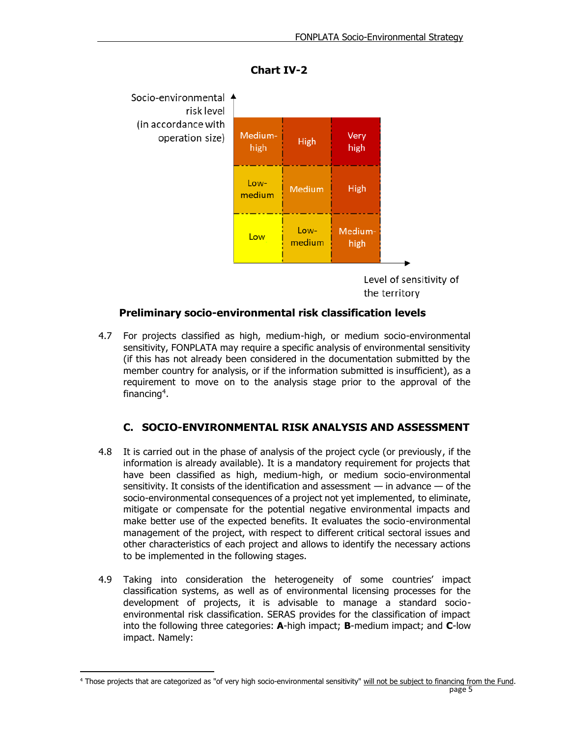**Chart IV-2**

| Socio-environmental risk level (in accordance with operation size) ↑ | | | |
|---|---|---|---|
| | Medium-high | High | Very high |
| | Low-medium | Medium | High |
| | Low | Low-medium | Medium-high |
| | Level of sensitivity of the territory → | | |

### Preliminary socio-environmental risk classification levels

4.7 For projects classified as high, medium-high, or medium socio-environmental sensitivity, FONPLATA may require a specific analysis of environmental sensitivity (if this has not already been considered in the documentation submitted by the member country for analysis, or if the information submitted is insufficient), as a requirement to move on to the analysis stage prior to the approval of the financing[4].

## C. SOCIO-ENVIRONMENTAL RISK ANALYSIS AND ASSESSMENT

4.8 It is carried out in the phase of analysis of the project cycle (or previously, if the information is already available). It is a mandatory requirement for projects that have been classified as high, medium-high, or medium socio-environmental sensitivity. It consists of the identification and assessment — in advance — of the socio-environmental consequences of a project not yet implemented, to eliminate, mitigate or compensate for the potential negative environmental impacts and make better use of the expected benefits. It evaluates the socio-environmental management of the project, with respect to different critical sectoral issues and other characteristics of each project and allows to identify the necessary actions to be implemented in the following stages.

4.9 Taking into consideration the heterogeneity of some countries' impact classification systems, as well as of environmental licensing processes for the development of projects, it is advisable to manage a standard socio-environmental risk classification. SERAS provides for the classification of impact into the following three categories: **A**-high impact; **B**-medium impact; and **C**-low impact. Namely:

---

[4] Those projects that are categorized as "of very high socio-environmental sensitivity" will not be subject to financing from the Fund.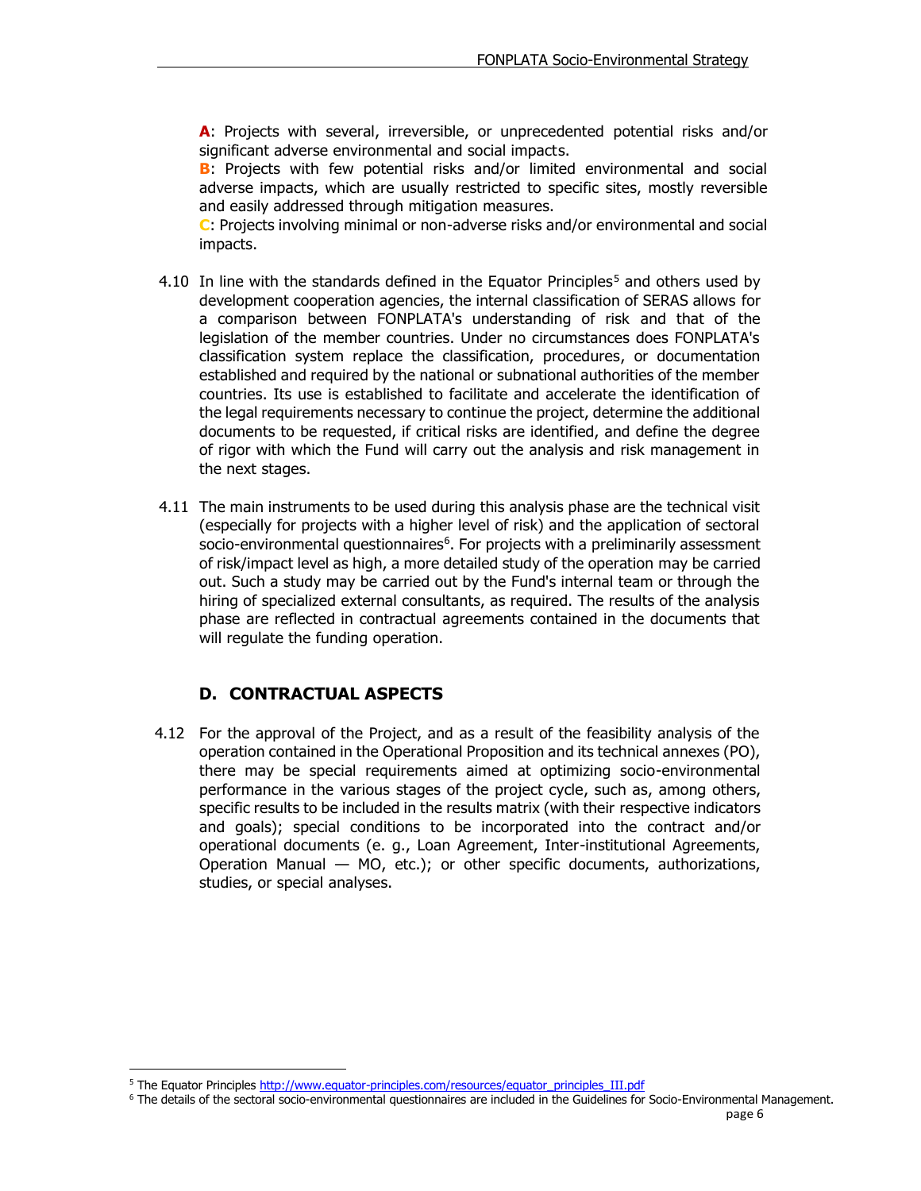**A**: Projects with several, irreversible, or unprecedented potential risks and/or significant adverse environmental and social impacts.
**B**: Projects with few potential risks and/or limited environmental and social adverse impacts, which are usually restricted to specific sites, mostly reversible and easily addressed through mitigation measures.
**C**: Projects involving minimal or non-adverse risks and/or environmental and social impacts.

4.10 In line with the standards defined in the Equator Principles[5] and others used by development cooperation agencies, the internal classification of SERAS allows for a comparison between FONPLATA's understanding of risk and that of the legislation of the member countries. Under no circumstances does FONPLATA's classification system replace the classification, procedures, or documentation established and required by the national or subnational authorities of the member countries. Its use is established to facilitate and accelerate the identification of the legal requirements necessary to continue the project, determine the additional documents to be requested, if critical risks are identified, and define the degree of rigor with which the Fund will carry out the analysis and risk management in the next stages.

4.11 The main instruments to be used during this analysis phase are the technical visit (especially for projects with a higher level of risk) and the application of sectoral socio-environmental questionnaires[6]. For projects with a preliminarily assessment of risk/impact level as high, a more detailed study of the operation may be carried out. Such a study may be carried out by the Fund's internal team or through the hiring of specialized external consultants, as required. The results of the analysis phase are reflected in contractual agreements contained in the documents that will regulate the funding operation.

## D. CONTRACTUAL ASPECTS

4.12 For the approval of the Project, and as a result of the feasibility analysis of the operation contained in the Operational Proposition and its technical annexes (PO), there may be special requirements aimed at optimizing socio-environmental performance in the various stages of the project cycle, such as, among others, specific results to be included in the results matrix (with their respective indicators and goals); special conditions to be incorporated into the contract and/or operational documents (e. g., Loan Agreement, Inter-institutional Agreements, Operation Manual — MO, etc.); or other specific documents, authorizations, studies, or special analyses.

[5] The Equator Principles http://www.equator-principles.com/resources/equator_principles_III.pdf

[6] The details of the sectoral socio-environmental questionnaires are included in the Guidelines for Socio-Environmental Management.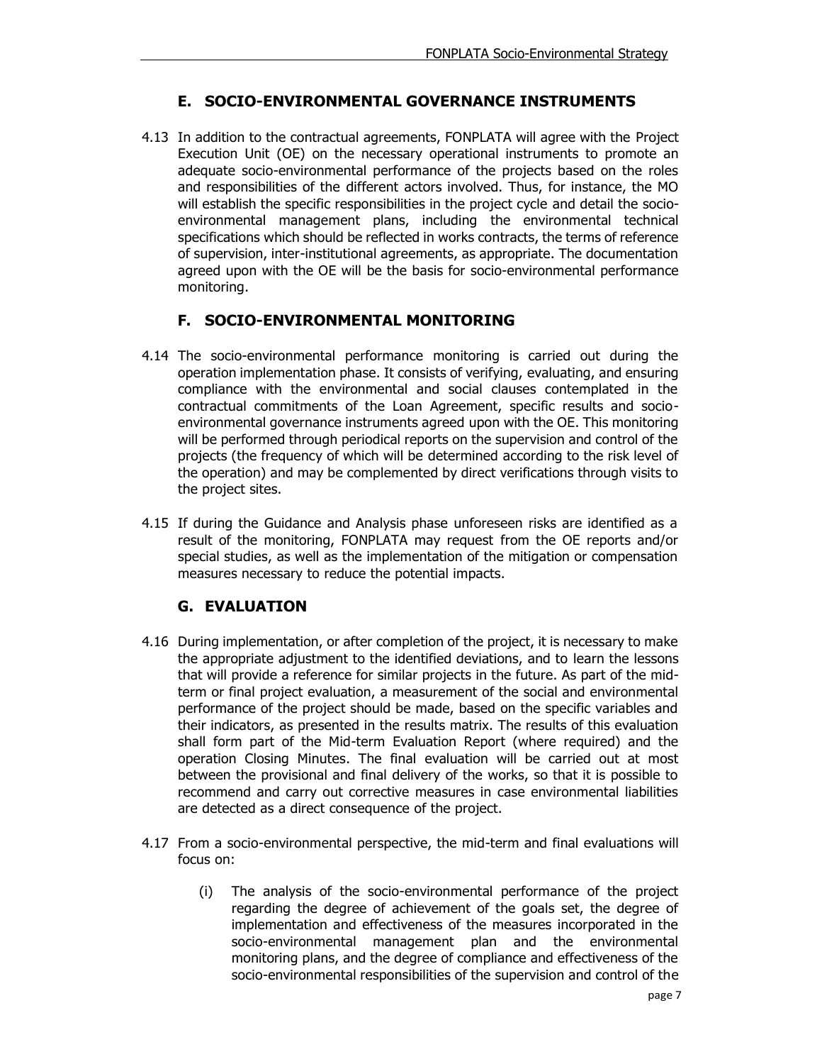## E. SOCIO-ENVIRONMENTAL GOVERNANCE INSTRUMENTS

4.13 In addition to the contractual agreements, FONPLATA will agree with the Project Execution Unit (OE) on the necessary operational instruments to promote an adequate socio-environmental performance of the projects based on the roles and responsibilities of the different actors involved. Thus, for instance, the MO will establish the specific responsibilities in the project cycle and detail the socio-environmental management plans, including the environmental technical specifications which should be reflected in works contracts, the terms of reference of supervision, inter-institutional agreements, as appropriate. The documentation agreed upon with the OE will be the basis for socio-environmental performance monitoring.

## F. SOCIO-ENVIRONMENTAL MONITORING

4.14 The socio-environmental performance monitoring is carried out during the operation implementation phase. It consists of verifying, evaluating, and ensuring compliance with the environmental and social clauses contemplated in the contractual commitments of the Loan Agreement, specific results and socio-environmental governance instruments agreed upon with the OE. This monitoring will be performed through periodical reports on the supervision and control of the projects (the frequency of which will be determined according to the risk level of the operation) and may be complemented by direct verifications through visits to the project sites.

4.15 If during the Guidance and Analysis phase unforeseen risks are identified as a result of the monitoring, FONPLATA may request from the OE reports and/or special studies, as well as the implementation of the mitigation or compensation measures necessary to reduce the potential impacts.

## G. EVALUATION

4.16 During implementation, or after completion of the project, it is necessary to make the appropriate adjustment to the identified deviations, and to learn the lessons that will provide a reference for similar projects in the future. As part of the mid-term or final project evaluation, a measurement of the social and environmental performance of the project should be made, based on the specific variables and their indicators, as presented in the results matrix. The results of this evaluation shall form part of the Mid-term Evaluation Report (where required) and the operation Closing Minutes. The final evaluation will be carried out at most between the provisional and final delivery of the works, so that it is possible to recommend and carry out corrective measures in case environmental liabilities are detected as a direct consequence of the project.

4.17 From a socio-environmental perspective, the mid-term and final evaluations will focus on:

(i) The analysis of the socio-environmental performance of the project regarding the degree of achievement of the goals set, the degree of implementation and effectiveness of the measures incorporated in the socio-environmental management plan and the environmental monitoring plans, and the degree of compliance and effectiveness of the socio-environmental responsibilities of the supervision and control of the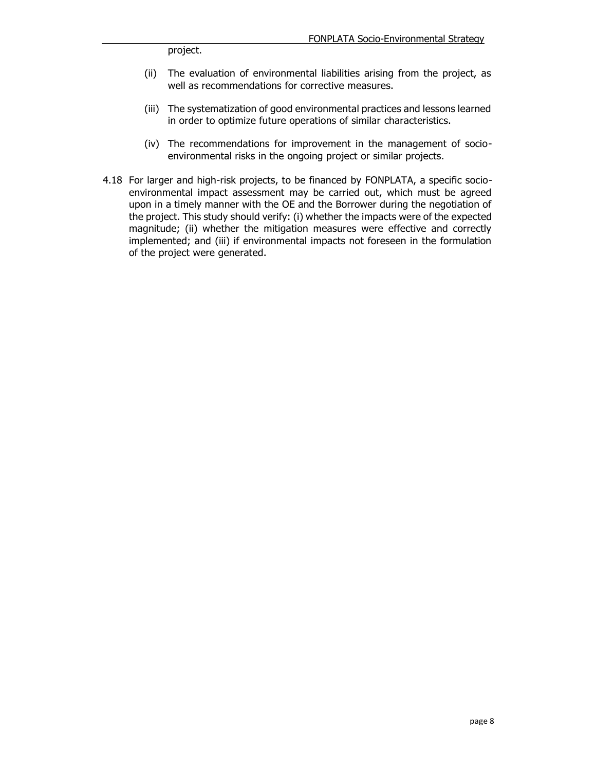project.

(ii) The evaluation of environmental liabilities arising from the project, as well as recommendations for corrective measures.

(iii) The systematization of good environmental practices and lessons learned in order to optimize future operations of similar characteristics.

(iv) The recommendations for improvement in the management of socio-environmental risks in the ongoing project or similar projects.

4.18 For larger and high-risk projects, to be financed by FONPLATA, a specific socio-environmental impact assessment may be carried out, which must be agreed upon in a timely manner with the OE and the Borrower during the negotiation of the project. This study should verify: (i) whether the impacts were of the expected magnitude; (ii) whether the mitigation measures were effective and correctly implemented; and (iii) if environmental impacts not foreseen in the formulation of the project were generated.